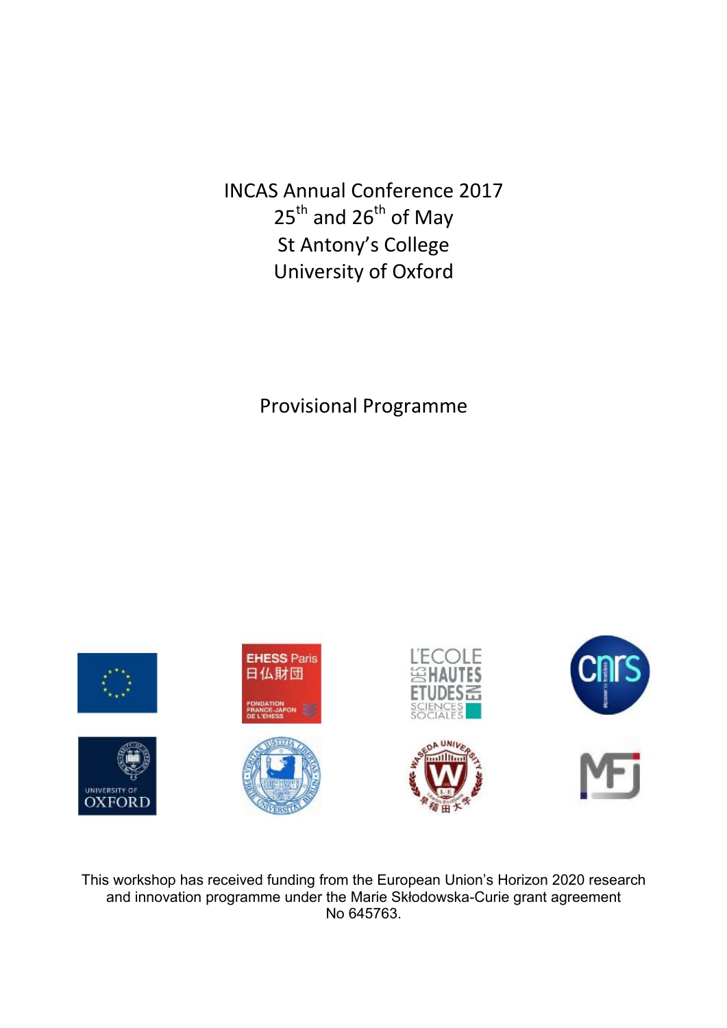# INCAS Annual Conference 2017

25th and 26th of May

St Antony's College

University of Oxford

## Provisional Programme

This workshop has received funding from the European Union's Horizon 2020 research and innovation programme under the Marie Skłodowska-Curie grant agreement No 645763.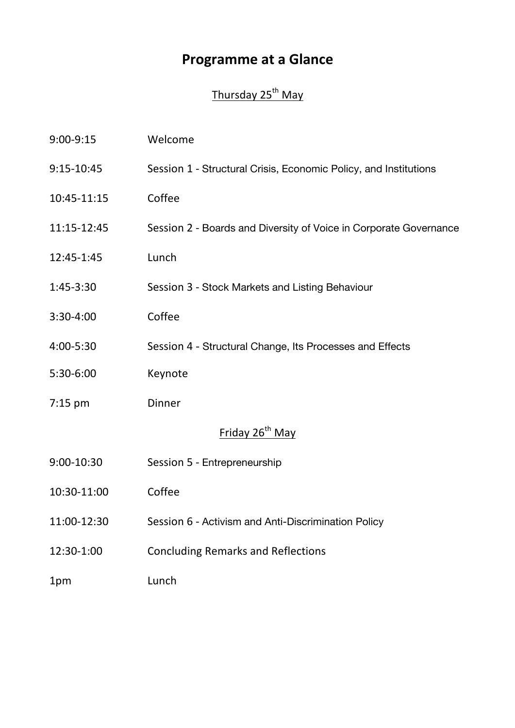# Programme at a Glance

## Thursday 25th May

| | |
|---|---|
| 9:00-9:15 | Welcome |
| 9:15-10:45 | Session 1 - Structural Crisis, Economic Policy, and Institutions |
| 10:45-11:15 | Coffee |
| 11:15-12:45 | Session 2 - Boards and Diversity of Voice in Corporate Governance |
| 12:45-1:45 | Lunch |
| 1:45-3:30 | Session 3 - Stock Markets and Listing Behaviour |
| 3:30-4:00 | Coffee |
| 4:00-5:30 | Session 4 - Structural Change, Its Processes and Effects |
| 5:30-6:00 | Keynote |
| 7:15 pm | Dinner |

## Friday 26th May

| | |
|---|---|
| 9:00-10:30 | Session 5 - Entrepreneurship |
| 10:30-11:00 | Coffee |
| 11:00-12:30 | Session 6 - Activism and Anti-Discrimination Policy |
| 12:30-1:00 | Concluding Remarks and Reflections |
| 1pm | Lunch |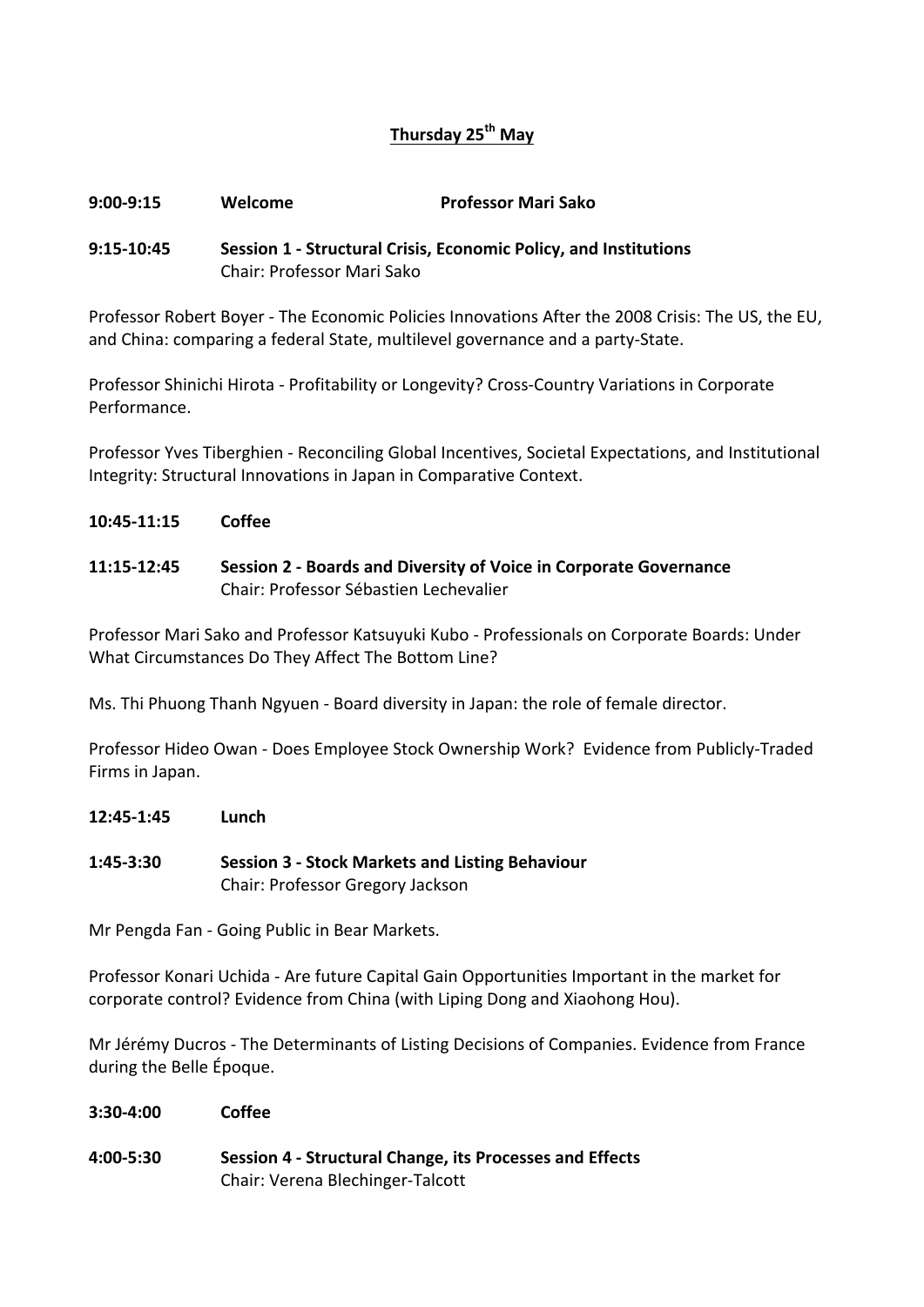## Thursday 25th May

**9:00-9:15 Welcome Professor Mari Sako**

**9:15-10:45 Session 1 - Structural Crisis, Economic Policy, and Institutions**
Chair: Professor Mari Sako

Professor Robert Boyer - The Economic Policies Innovations After the 2008 Crisis: The US, the EU, and China: comparing a federal State, multilevel governance and a party-State.

Professor Shinichi Hirota - Profitability or Longevity? Cross-Country Variations in Corporate Performance.

Professor Yves Tiberghien - Reconciling Global Incentives, Societal Expectations, and Institutional Integrity: Structural Innovations in Japan in Comparative Context.

**10:45-11:15 Coffee**

**11:15-12:45 Session 2 - Boards and Diversity of Voice in Corporate Governance**
Chair: Professor Sébastien Lechevalier

Professor Mari Sako and Professor Katsuyuki Kubo - Professionals on Corporate Boards: Under What Circumstances Do They Affect The Bottom Line?

Ms. Thi Phuong Thanh Ngyuen - Board diversity in Japan: the role of female director.

Professor Hideo Owan - Does Employee Stock Ownership Work? Evidence from Publicly-Traded Firms in Japan.

**12:45-1:45 Lunch**

**1:45-3:30 Session 3 - Stock Markets and Listing Behaviour**
Chair: Professor Gregory Jackson

Mr Pengda Fan - Going Public in Bear Markets.

Professor Konari Uchida - Are future Capital Gain Opportunities Important in the market for corporate control? Evidence from China (with Liping Dong and Xiaohong Hou).

Mr Jérémy Ducros - The Determinants of Listing Decisions of Companies. Evidence from France during the Belle Époque.

**3:30-4:00 Coffee**

**4:00-5:30 Session 4 - Structural Change, its Processes and Effects**
Chair: Verena Blechinger-Talcott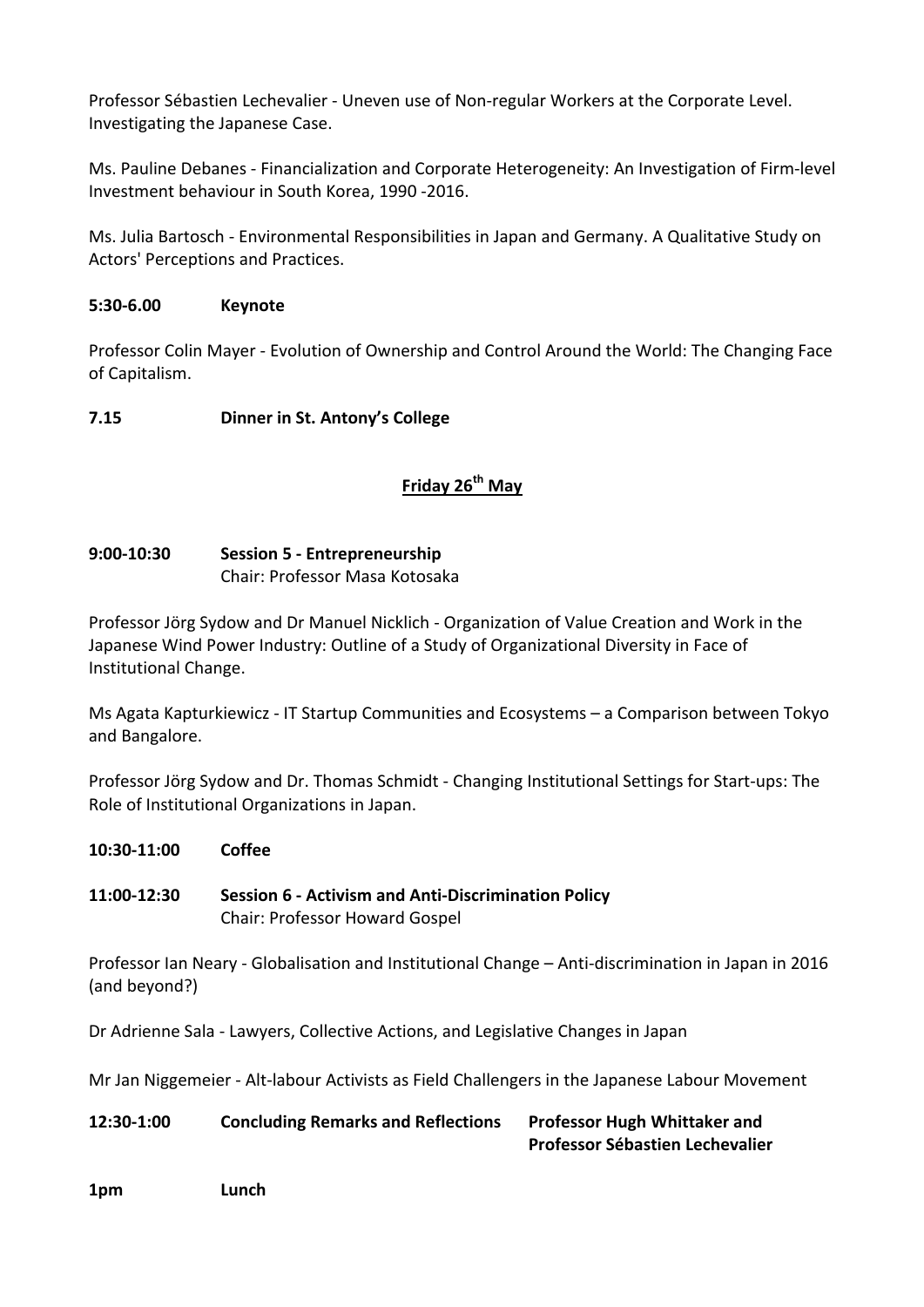Professor Sébastien Lechevalier - Uneven use of Non-regular Workers at the Corporate Level. Investigating the Japanese Case.

Ms. Pauline Debanes - Financialization and Corporate Heterogeneity: An Investigation of Firm-level Investment behaviour in South Korea, 1990 -2016.

Ms. Julia Bartosch - Environmental Responsibilities in Japan and Germany. A Qualitative Study on Actors' Perceptions and Practices.

**5:30-6.00 Keynote**

Professor Colin Mayer - Evolution of Ownership and Control Around the World: The Changing Face of Capitalism.

**7.15 Dinner in St. Antony's College**

## Friday 26th May

**9:00-10:30 Session 5 - Entrepreneurship**
Chair: Professor Masa Kotosaka

Professor Jörg Sydow and Dr Manuel Nicklich - Organization of Value Creation and Work in the Japanese Wind Power Industry: Outline of a Study of Organizational Diversity in Face of Institutional Change.

Ms Agata Kapturkiewicz - IT Startup Communities and Ecosystems – a Comparison between Tokyo and Bangalore.

Professor Jörg Sydow and Dr. Thomas Schmidt - Changing Institutional Settings for Start-ups: The Role of Institutional Organizations in Japan.

**10:30-11:00 Coffee**

**11:00-12:30 Session 6 - Activism and Anti-Discrimination Policy**
Chair: Professor Howard Gospel

Professor Ian Neary - Globalisation and Institutional Change – Anti-discrimination in Japan in 2016 (and beyond?)

Dr Adrienne Sala - Lawyers, Collective Actions, and Legislative Changes in Japan

Mr Jan Niggemeier - Alt-labour Activists as Field Challengers in the Japanese Labour Movement

**12:30-1:00 Concluding Remarks and Reflections** **Professor Hugh Whittaker and Professor Sébastien Lechevalier**

**1pm Lunch**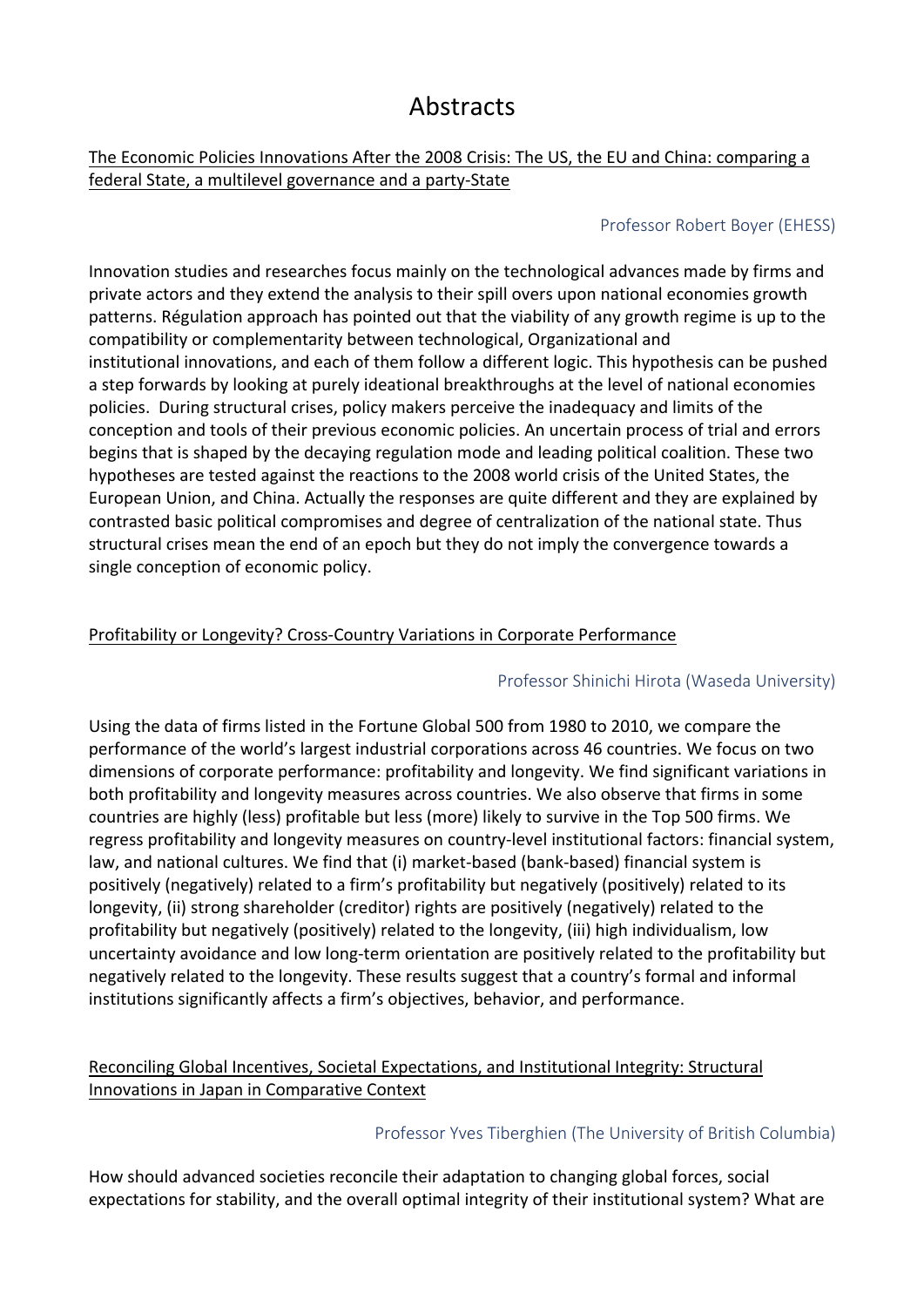# Abstracts

The Economic Policies Innovations After the 2008 Crisis: The US, the EU and China: comparing a federal State, a multilevel governance and a party-State

Professor Robert Boyer (EHESS)

Innovation studies and researches focus mainly on the technological advances made by firms and private actors and they extend the analysis to their spill overs upon national economies growth patterns. Régulation approach has pointed out that the viability of any growth regime is up to the compatibility or complementarity between technological, Organizational and institutional innovations, and each of them follow a different logic. This hypothesis can be pushed a step forwards by looking at purely ideational breakthroughs at the level of national economies policies. During structural crises, policy makers perceive the inadequacy and limits of the conception and tools of their previous economic policies. An uncertain process of trial and errors begins that is shaped by the decaying regulation mode and leading political coalition. These two hypotheses are tested against the reactions to the 2008 world crisis of the United States, the European Union, and China. Actually the responses are quite different and they are explained by contrasted basic political compromises and degree of centralization of the national state. Thus structural crises mean the end of an epoch but they do not imply the convergence towards a single conception of economic policy.

Profitability or Longevity? Cross-Country Variations in Corporate Performance

Professor Shinichi Hirota (Waseda University)

Using the data of firms listed in the Fortune Global 500 from 1980 to 2010, we compare the performance of the world's largest industrial corporations across 46 countries. We focus on two dimensions of corporate performance: profitability and longevity. We find significant variations in both profitability and longevity measures across countries. We also observe that firms in some countries are highly (less) profitable but less (more) likely to survive in the Top 500 firms. We regress profitability and longevity measures on country-level institutional factors: financial system, law, and national cultures. We find that (i) market-based (bank-based) financial system is positively (negatively) related to a firm's profitability but negatively (positively) related to its longevity, (ii) strong shareholder (creditor) rights are positively (negatively) related to the profitability but negatively (positively) related to the longevity, (iii) high individualism, low uncertainty avoidance and low long-term orientation are positively related to the profitability but negatively related to the longevity. These results suggest that a country's formal and informal institutions significantly affects a firm's objectives, behavior, and performance.

Reconciling Global Incentives, Societal Expectations, and Institutional Integrity: Structural Innovations in Japan in Comparative Context

Professor Yves Tiberghien (The University of British Columbia)

How should advanced societies reconcile their adaptation to changing global forces, social expectations for stability, and the overall optimal integrity of their institutional system? What are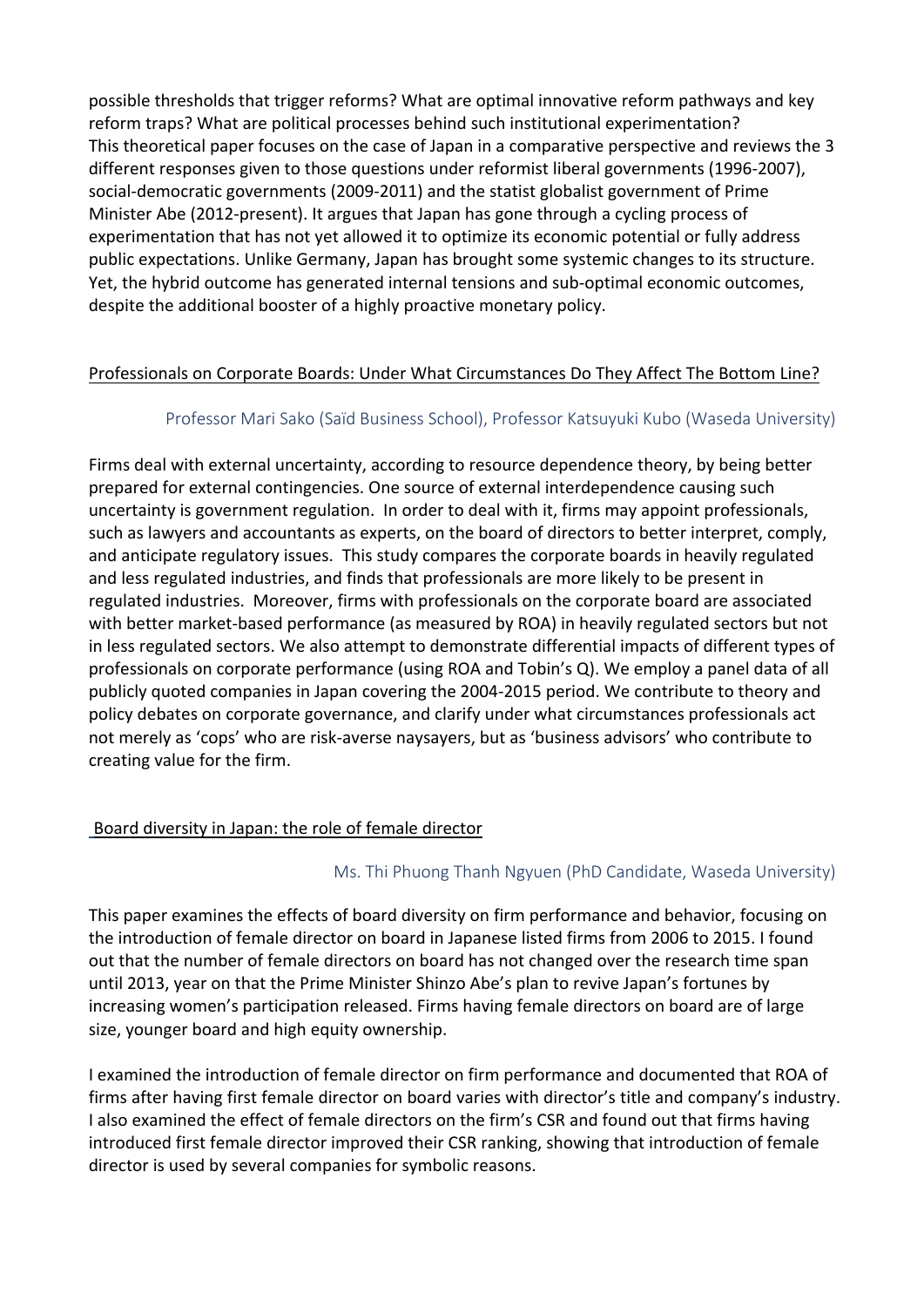possible thresholds that trigger reforms? What are optimal innovative reform pathways and key reform traps? What are political processes behind such institutional experimentation? This theoretical paper focuses on the case of Japan in a comparative perspective and reviews the 3 different responses given to those questions under reformist liberal governments (1996-2007), social-democratic governments (2009-2011) and the statist globalist government of Prime Minister Abe (2012-present). It argues that Japan has gone through a cycling process of experimentation that has not yet allowed it to optimize its economic potential or fully address public expectations. Unlike Germany, Japan has brought some systemic changes to its structure. Yet, the hybrid outcome has generated internal tensions and sub-optimal economic outcomes, despite the additional booster of a highly proactive monetary policy.

## Professionals on Corporate Boards: Under What Circumstances Do They Affect The Bottom Line?

Professor Mari Sako (Saïd Business School), Professor Katsuyuki Kubo (Waseda University)

Firms deal with external uncertainty, according to resource dependence theory, by being better prepared for external contingencies. One source of external interdependence causing such uncertainty is government regulation. In order to deal with it, firms may appoint professionals, such as lawyers and accountants as experts, on the board of directors to better interpret, comply, and anticipate regulatory issues. This study compares the corporate boards in heavily regulated and less regulated industries, and finds that professionals are more likely to be present in regulated industries. Moreover, firms with professionals on the corporate board are associated with better market-based performance (as measured by ROA) in heavily regulated sectors but not in less regulated sectors. We also attempt to demonstrate differential impacts of different types of professionals on corporate performance (using ROA and Tobin's Q). We employ a panel data of all publicly quoted companies in Japan covering the 2004-2015 period. We contribute to theory and policy debates on corporate governance, and clarify under what circumstances professionals act not merely as 'cops' who are risk-averse naysayers, but as 'business advisors' who contribute to creating value for the firm.

## Board diversity in Japan: the role of female director

Ms. Thi Phuong Thanh Ngyuen (PhD Candidate, Waseda University)

This paper examines the effects of board diversity on firm performance and behavior, focusing on the introduction of female director on board in Japanese listed firms from 2006 to 2015. I found out that the number of female directors on board has not changed over the research time span until 2013, year on that the Prime Minister Shinzo Abe's plan to revive Japan's fortunes by increasing women's participation released. Firms having female directors on board are of large size, younger board and high equity ownership.

I examined the introduction of female director on firm performance and documented that ROA of firms after having first female director on board varies with director's title and company's industry. I also examined the effect of female directors on the firm's CSR and found out that firms having introduced first female director improved their CSR ranking, showing that introduction of female director is used by several companies for symbolic reasons.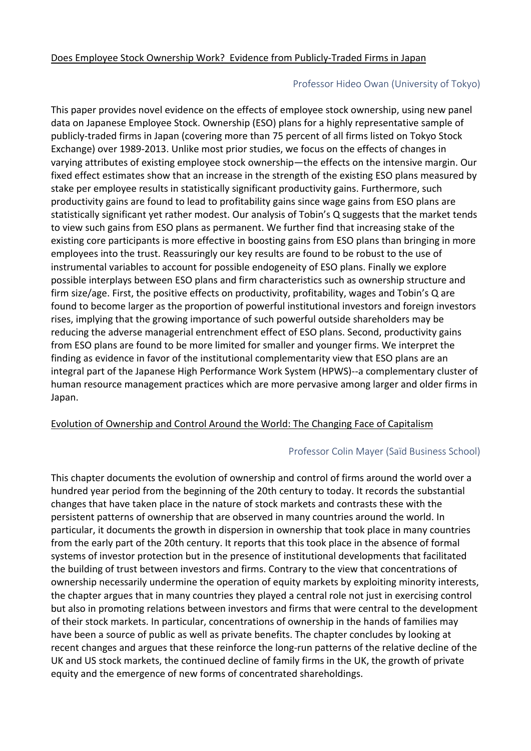Does Employee Stock Ownership Work? Evidence from Publicly-Traded Firms in Japan

Professor Hideo Owan (University of Tokyo)

This paper provides novel evidence on the effects of employee stock ownership, using new panel data on Japanese Employee Stock. Ownership (ESO) plans for a highly representative sample of publicly-traded firms in Japan (covering more than 75 percent of all firms listed on Tokyo Stock Exchange) over 1989-2013. Unlike most prior studies, we focus on the effects of changes in varying attributes of existing employee stock ownership—the effects on the intensive margin. Our fixed effect estimates show that an increase in the strength of the existing ESO plans measured by stake per employee results in statistically significant productivity gains. Furthermore, such productivity gains are found to lead to profitability gains since wage gains from ESO plans are statistically significant yet rather modest. Our analysis of Tobin's Q suggests that the market tends to view such gains from ESO plans as permanent. We further find that increasing stake of the existing core participants is more effective in boosting gains from ESO plans than bringing in more employees into the trust. Reassuringly our key results are found to be robust to the use of instrumental variables to account for possible endogeneity of ESO plans. Finally we explore possible interplays between ESO plans and firm characteristics such as ownership structure and firm size/age. First, the positive effects on productivity, profitability, wages and Tobin's Q are found to become larger as the proportion of powerful institutional investors and foreign investors rises, implying that the growing importance of such powerful outside shareholders may be reducing the adverse managerial entrenchment effect of ESO plans. Second, productivity gains from ESO plans are found to be more limited for smaller and younger firms. We interpret the finding as evidence in favor of the institutional complementarity view that ESO plans are an integral part of the Japanese High Performance Work System (HPWS)--a complementary cluster of human resource management practices which are more pervasive among larger and older firms in Japan.

Evolution of Ownership and Control Around the World: The Changing Face of Capitalism

Professor Colin Mayer (Saïd Business School)

This chapter documents the evolution of ownership and control of firms around the world over a hundred year period from the beginning of the 20th century to today. It records the substantial changes that have taken place in the nature of stock markets and contrasts these with the persistent patterns of ownership that are observed in many countries around the world. In particular, it documents the growth in dispersion in ownership that took place in many countries from the early part of the 20th century. It reports that this took place in the absence of formal systems of investor protection but in the presence of institutional developments that facilitated the building of trust between investors and firms. Contrary to the view that concentrations of ownership necessarily undermine the operation of equity markets by exploiting minority interests, the chapter argues that in many countries they played a central role not just in exercising control but also in promoting relations between investors and firms that were central to the development of their stock markets. In particular, concentrations of ownership in the hands of families may have been a source of public as well as private benefits. The chapter concludes by looking at recent changes and argues that these reinforce the long-run patterns of the relative decline of the UK and US stock markets, the continued decline of family firms in the UK, the growth of private equity and the emergence of new forms of concentrated shareholdings.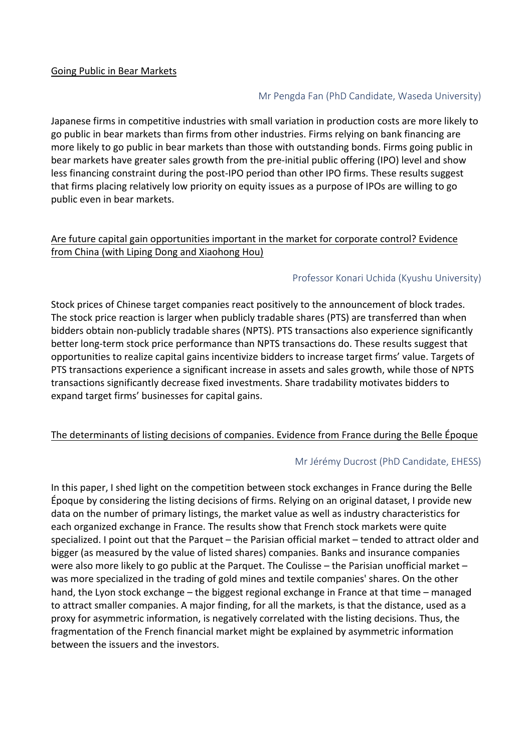Going Public in Bear Markets

Mr Pengda Fan (PhD Candidate, Waseda University)

Japanese firms in competitive industries with small variation in production costs are more likely to go public in bear markets than firms from other industries. Firms relying on bank financing are more likely to go public in bear markets than those with outstanding bonds. Firms going public in bear markets have greater sales growth from the pre-initial public offering (IPO) level and show less financing constraint during the post-IPO period than other IPO firms. These results suggest that firms placing relatively low priority on equity issues as a purpose of IPOs are willing to go public even in bear markets.

Are future capital gain opportunities important in the market for corporate control? Evidence from China (with Liping Dong and Xiaohong Hou)

Professor Konari Uchida (Kyushu University)

Stock prices of Chinese target companies react positively to the announcement of block trades. The stock price reaction is larger when publicly tradable shares (PTS) are transferred than when bidders obtain non-publicly tradable shares (NPTS). PTS transactions also experience significantly better long-term stock price performance than NPTS transactions do. These results suggest that opportunities to realize capital gains incentivize bidders to increase target firms' value. Targets of PTS transactions experience a significant increase in assets and sales growth, while those of NPTS transactions significantly decrease fixed investments. Share tradability motivates bidders to expand target firms' businesses for capital gains.

The determinants of listing decisions of companies. Evidence from France during the Belle Époque

Mr Jérémy Ducrost (PhD Candidate, EHESS)

In this paper, I shed light on the competition between stock exchanges in France during the Belle Époque by considering the listing decisions of firms. Relying on an original dataset, I provide new data on the number of primary listings, the market value as well as industry characteristics for each organized exchange in France. The results show that French stock markets were quite specialized. I point out that the Parquet – the Parisian official market – tended to attract older and bigger (as measured by the value of listed shares) companies. Banks and insurance companies were also more likely to go public at the Parquet. The Coulisse – the Parisian unofficial market – was more specialized in the trading of gold mines and textile companies' shares. On the other hand, the Lyon stock exchange – the biggest regional exchange in France at that time – managed to attract smaller companies. A major finding, for all the markets, is that the distance, used as a proxy for asymmetric information, is negatively correlated with the listing decisions. Thus, the fragmentation of the French financial market might be explained by asymmetric information between the issuers and the investors.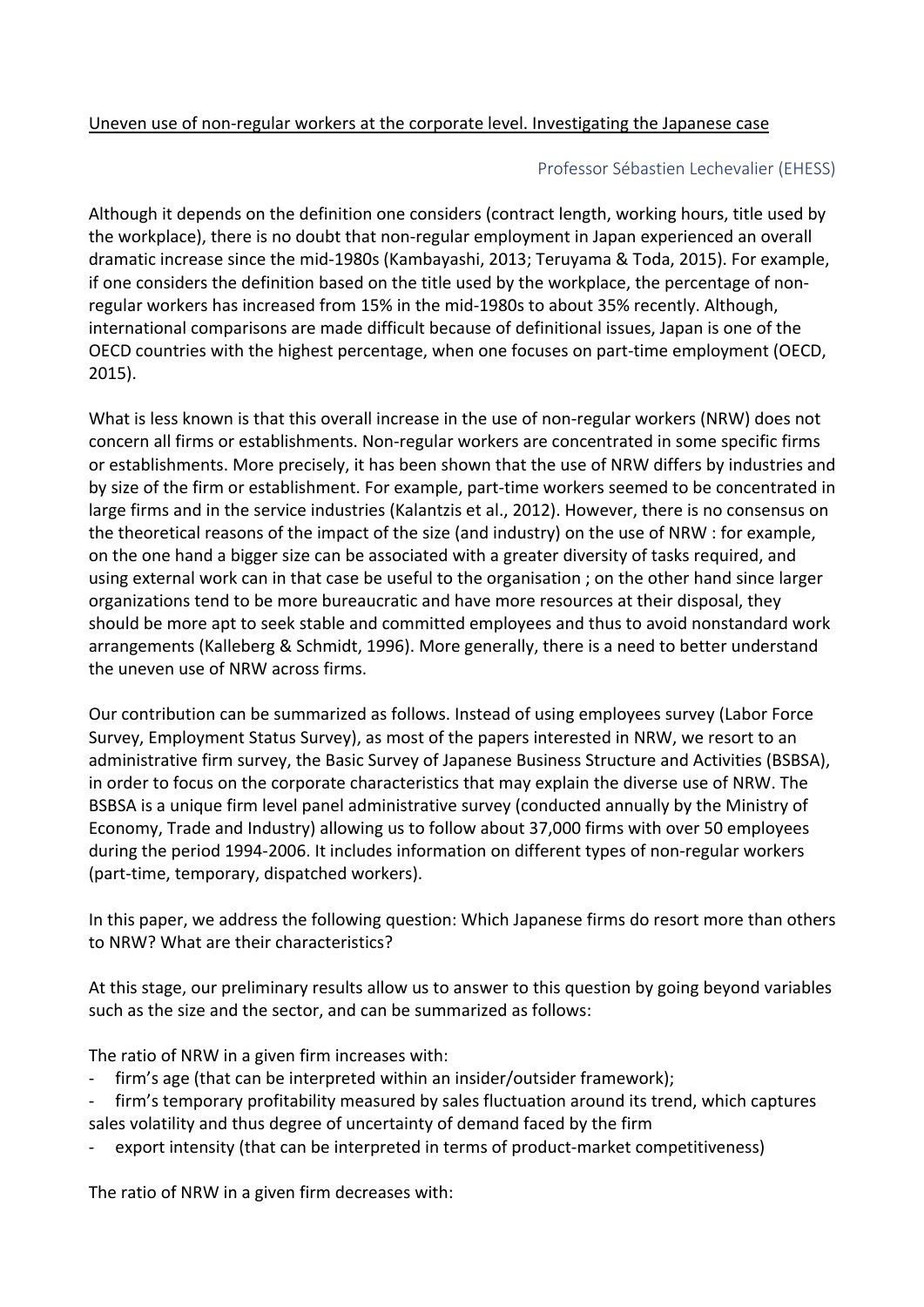Uneven use of non-regular workers at the corporate level. Investigating the Japanese case

Professor Sébastien Lechevalier (EHESS)

Although it depends on the definition one considers (contract length, working hours, title used by the workplace), there is no doubt that non-regular employment in Japan experienced an overall dramatic increase since the mid-1980s (Kambayashi, 2013; Teruyama & Toda, 2015). For example, if one considers the definition based on the title used by the workplace, the percentage of non-regular workers has increased from 15% in the mid-1980s to about 35% recently. Although, international comparisons are made difficult because of definitional issues, Japan is one of the OECD countries with the highest percentage, when one focuses on part-time employment (OECD, 2015).

What is less known is that this overall increase in the use of non-regular workers (NRW) does not concern all firms or establishments. Non-regular workers are concentrated in some specific firms or establishments. More precisely, it has been shown that the use of NRW differs by industries and by size of the firm or establishment. For example, part-time workers seemed to be concentrated in large firms and in the service industries (Kalantzis et al., 2012). However, there is no consensus on the theoretical reasons of the impact of the size (and industry) on the use of NRW : for example, on the one hand a bigger size can be associated with a greater diversity of tasks required, and using external work can in that case be useful to the organisation ; on the other hand since larger organizations tend to be more bureaucratic and have more resources at their disposal, they should be more apt to seek stable and committed employees and thus to avoid nonstandard work arrangements (Kalleberg & Schmidt, 1996). More generally, there is a need to better understand the uneven use of NRW across firms.

Our contribution can be summarized as follows. Instead of using employees survey (Labor Force Survey, Employment Status Survey), as most of the papers interested in NRW, we resort to an administrative firm survey, the Basic Survey of Japanese Business Structure and Activities (BSBSA), in order to focus on the corporate characteristics that may explain the diverse use of NRW. The BSBSA is a unique firm level panel administrative survey (conducted annually by the Ministry of Economy, Trade and Industry) allowing us to follow about 37,000 firms with over 50 employees during the period 1994-2006. It includes information on different types of non-regular workers (part-time, temporary, dispatched workers).

In this paper, we address the following question: Which Japanese firms do resort more than others to NRW? What are their characteristics?

At this stage, our preliminary results allow us to answer to this question by going beyond variables such as the size and the sector, and can be summarized as follows:

The ratio of NRW in a given firm increases with:

- firm's age (that can be interpreted within an insider/outsider framework);
- firm's temporary profitability measured by sales fluctuation around its trend, which captures sales volatility and thus degree of uncertainty of demand faced by the firm
- export intensity (that can be interpreted in terms of product-market competitiveness)

The ratio of NRW in a given firm decreases with: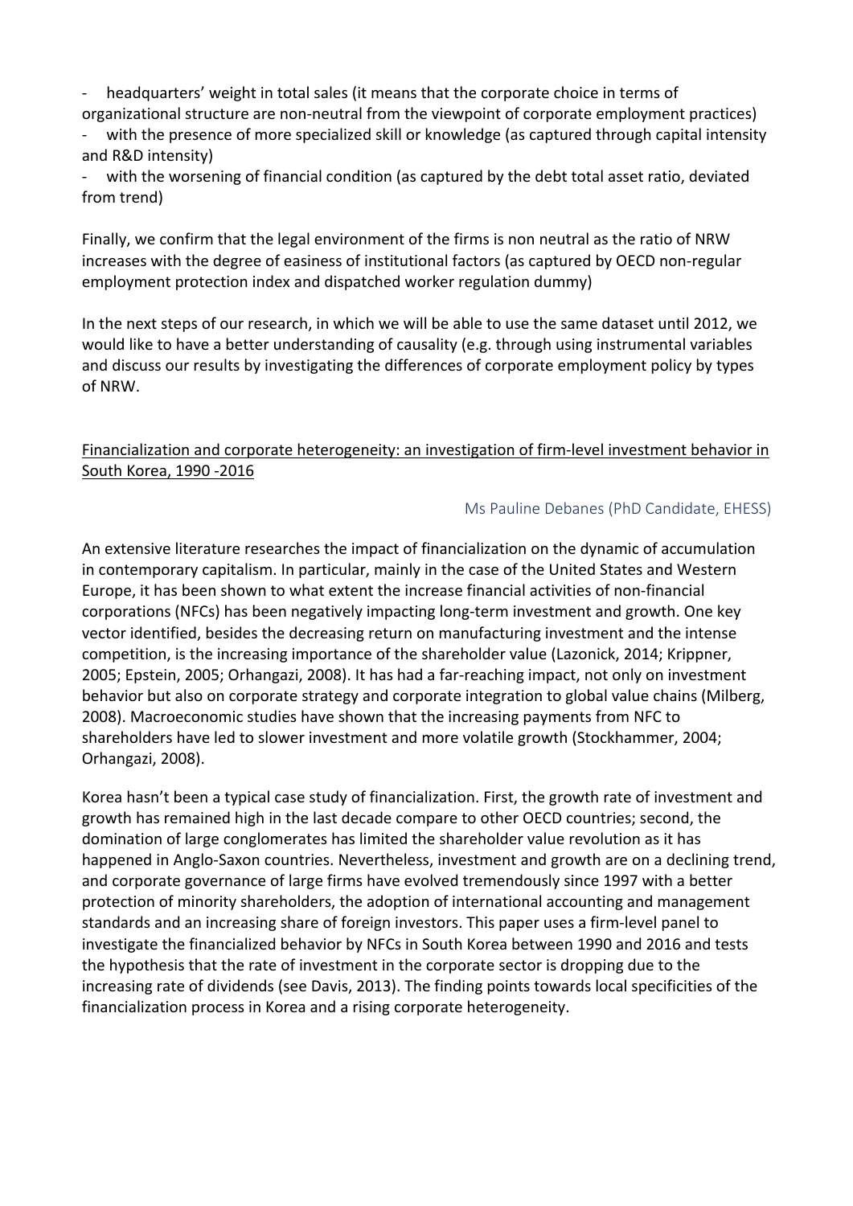- headquarters' weight in total sales (it means that the corporate choice in terms of organizational structure are non-neutral from the viewpoint of corporate employment practices)
- with the presence of more specialized skill or knowledge (as captured through capital intensity and R&D intensity)
- with the worsening of financial condition (as captured by the debt total asset ratio, deviated from trend)

Finally, we confirm that the legal environment of the firms is non neutral as the ratio of NRW increases with the degree of easiness of institutional factors (as captured by OECD non-regular employment protection index and dispatched worker regulation dummy)

In the next steps of our research, in which we will be able to use the same dataset until 2012, we would like to have a better understanding of causality (e.g. through using instrumental variables and discuss our results by investigating the differences of corporate employment policy by types of NRW.

### Financialization and corporate heterogeneity: an investigation of firm-level investment behavior in South Korea, 1990 -2016

Ms Pauline Debanes (PhD Candidate, EHESS)

An extensive literature researches the impact of financialization on the dynamic of accumulation in contemporary capitalism. In particular, mainly in the case of the United States and Western Europe, it has been shown to what extent the increase financial activities of non-financial corporations (NFCs) has been negatively impacting long-term investment and growth. One key vector identified, besides the decreasing return on manufacturing investment and the intense competition, is the increasing importance of the shareholder value (Lazonick, 2014; Krippner, 2005; Epstein, 2005; Orhangazi, 2008). It has had a far-reaching impact, not only on investment behavior but also on corporate strategy and corporate integration to global value chains (Milberg, 2008). Macroeconomic studies have shown that the increasing payments from NFC to shareholders have led to slower investment and more volatile growth (Stockhammer, 2004; Orhangazi, 2008).

Korea hasn't been a typical case study of financialization. First, the growth rate of investment and growth has remained high in the last decade compare to other OECD countries; second, the domination of large conglomerates has limited the shareholder value revolution as it has happened in Anglo-Saxon countries. Nevertheless, investment and growth are on a declining trend, and corporate governance of large firms have evolved tremendously since 1997 with a better protection of minority shareholders, the adoption of international accounting and management standards and an increasing share of foreign investors. This paper uses a firm-level panel to investigate the financialized behavior by NFCs in South Korea between 1990 and 2016 and tests the hypothesis that the rate of investment in the corporate sector is dropping due to the increasing rate of dividends (see Davis, 2013). The finding points towards local specificities of the financialization process in Korea and a rising corporate heterogeneity.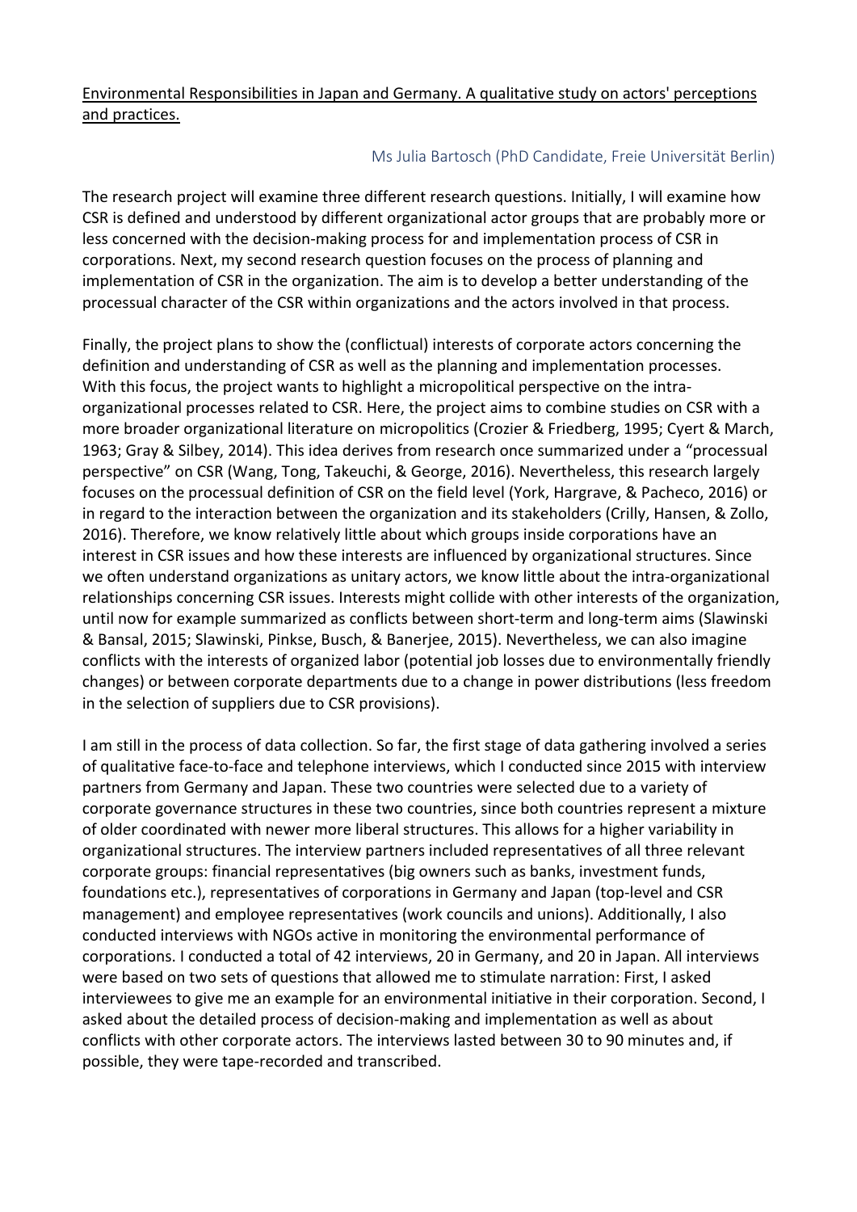<u>Environmental Responsibilities in Japan and Germany. A qualitative study on actors' perceptions and practices.</u>

Ms Julia Bartosch (PhD Candidate, Freie Universität Berlin)

The research project will examine three different research questions. Initially, I will examine how CSR is defined and understood by different organizational actor groups that are probably more or less concerned with the decision-making process for and implementation process of CSR in corporations. Next, my second research question focuses on the process of planning and implementation of CSR in the organization. The aim is to develop a better understanding of the processual character of the CSR within organizations and the actors involved in that process.

Finally, the project plans to show the (conflictual) interests of corporate actors concerning the definition and understanding of CSR as well as the planning and implementation processes. With this focus, the project wants to highlight a micropolitical perspective on the intra-organizational processes related to CSR. Here, the project aims to combine studies on CSR with a more broader organizational literature on micropolitics (Crozier & Friedberg, 1995; Cyert & March, 1963; Gray & Silbey, 2014). This idea derives from research once summarized under a "processual perspective" on CSR (Wang, Tong, Takeuchi, & George, 2016). Nevertheless, this research largely focuses on the processual definition of CSR on the field level (York, Hargrave, & Pacheco, 2016) or in regard to the interaction between the organization and its stakeholders (Crilly, Hansen, & Zollo, 2016). Therefore, we know relatively little about which groups inside corporations have an interest in CSR issues and how these interests are influenced by organizational structures. Since we often understand organizations as unitary actors, we know little about the intra-organizational relationships concerning CSR issues. Interests might collide with other interests of the organization, until now for example summarized as conflicts between short-term and long-term aims (Slawinski & Bansal, 2015; Slawinski, Pinkse, Busch, & Banerjee, 2015). Nevertheless, we can also imagine conflicts with the interests of organized labor (potential job losses due to environmentally friendly changes) or between corporate departments due to a change in power distributions (less freedom in the selection of suppliers due to CSR provisions).

I am still in the process of data collection. So far, the first stage of data gathering involved a series of qualitative face-to-face and telephone interviews, which I conducted since 2015 with interview partners from Germany and Japan. These two countries were selected due to a variety of corporate governance structures in these two countries, since both countries represent a mixture of older coordinated with newer more liberal structures. This allows for a higher variability in organizational structures. The interview partners included representatives of all three relevant corporate groups: financial representatives (big owners such as banks, investment funds, foundations etc.), representatives of corporations in Germany and Japan (top-level and CSR management) and employee representatives (work councils and unions). Additionally, I also conducted interviews with NGOs active in monitoring the environmental performance of corporations. I conducted a total of 42 interviews, 20 in Germany, and 20 in Japan. All interviews were based on two sets of questions that allowed me to stimulate narration: First, I asked interviewees to give me an example for an environmental initiative in their corporation. Second, I asked about the detailed process of decision-making and implementation as well as about conflicts with other corporate actors. The interviews lasted between 30 to 90 minutes and, if possible, they were tape-recorded and transcribed.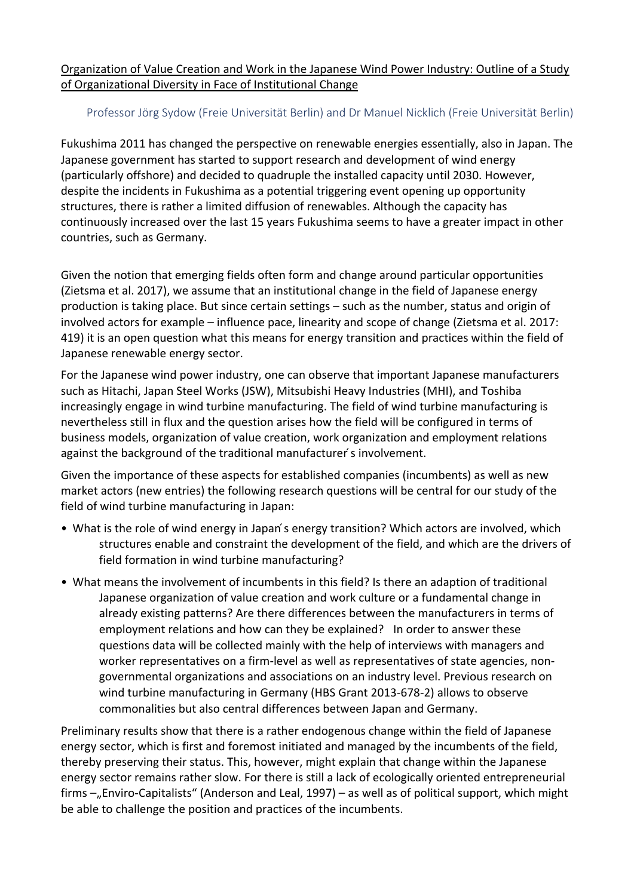Organization of Value Creation and Work in the Japanese Wind Power Industry: Outline of a Study of Organizational Diversity in Face of Institutional Change

Professor Jörg Sydow (Freie Universität Berlin) and Dr Manuel Nicklich (Freie Universität Berlin)

Fukushima 2011 has changed the perspective on renewable energies essentially, also in Japan. The Japanese government has started to support research and development of wind energy (particularly offshore) and decided to quadruple the installed capacity until 2030. However, despite the incidents in Fukushima as a potential triggering event opening up opportunity structures, there is rather a limited diffusion of renewables. Although the capacity has continuously increased over the last 15 years Fukushima seems to have a greater impact in other countries, such as Germany.

Given the notion that emerging fields often form and change around particular opportunities (Zietsma et al. 2017), we assume that an institutional change in the field of Japanese energy production is taking place. But since certain settings – such as the number, status and origin of involved actors for example – influence pace, linearity and scope of change (Zietsma et al. 2017: 419) it is an open question what this means for energy transition and practices within the field of Japanese renewable energy sector.

For the Japanese wind power industry, one can observe that important Japanese manufacturers such as Hitachi, Japan Steel Works (JSW), Mitsubishi Heavy Industries (MHI), and Toshiba increasingly engage in wind turbine manufacturing. The field of wind turbine manufacturing is nevertheless still in flux and the question arises how the field will be configured in terms of business models, organization of value creation, work organization and employment relations against the background of the traditional manufacturer´s involvement.

Given the importance of these aspects for established companies (incumbents) as well as new market actors (new entries) the following research questions will be central for our study of the field of wind turbine manufacturing in Japan:

- What is the role of wind energy in Japan´s energy transition? Which actors are involved, which structures enable and constraint the development of the field, and which are the drivers of field formation in wind turbine manufacturing?
- What means the involvement of incumbents in this field? Is there an adaption of traditional Japanese organization of value creation and work culture or a fundamental change in already existing patterns? Are there differences between the manufacturers in terms of employment relations and how can they be explained? In order to answer these questions data will be collected mainly with the help of interviews with managers and worker representatives on a firm-level as well as representatives of state agencies, non-governmental organizations and associations on an industry level. Previous research on wind turbine manufacturing in Germany (HBS Grant 2013-678-2) allows to observe commonalities but also central differences between Japan and Germany.

Preliminary results show that there is a rather endogenous change within the field of Japanese energy sector, which is first and foremost initiated and managed by the incumbents of the field, thereby preserving their status. This, however, might explain that change within the Japanese energy sector remains rather slow. For there is still a lack of ecologically oriented entrepreneurial firms –„Enviro-Capitalists“ (Anderson and Leal, 1997) – as well as of political support, which might be able to challenge the position and practices of the incumbents.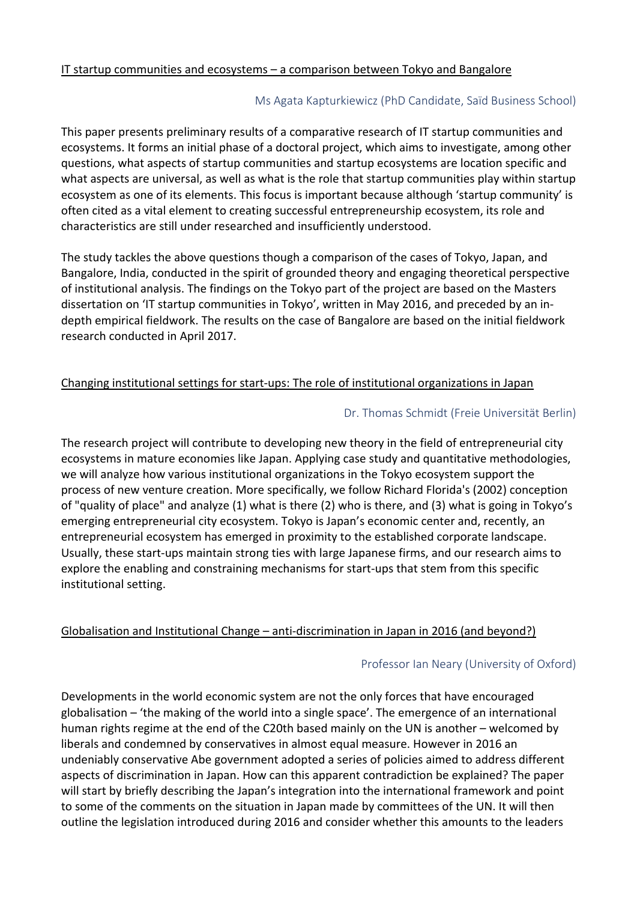<u>IT startup communities and ecosystems – a comparison between Tokyo and Bangalore</u>

Ms Agata Kapturkiewicz (PhD Candidate, Saïd Business School)

This paper presents preliminary results of a comparative research of IT startup communities and ecosystems. It forms an initial phase of a doctoral project, which aims to investigate, among other questions, what aspects of startup communities and startup ecosystems are location specific and what aspects are universal, as well as what is the role that startup communities play within startup ecosystem as one of its elements. This focus is important because although 'startup community' is often cited as a vital element to creating successful entrepreneurship ecosystem, its role and characteristics are still under researched and insufficiently understood.

The study tackles the above questions though a comparison of the cases of Tokyo, Japan, and Bangalore, India, conducted in the spirit of grounded theory and engaging theoretical perspective of institutional analysis. The findings on the Tokyo part of the project are based on the Masters dissertation on 'IT startup communities in Tokyo', written in May 2016, and preceded by an in-depth empirical fieldwork. The results on the case of Bangalore are based on the initial fieldwork research conducted in April 2017.

<u>Changing institutional settings for start-ups: The role of institutional organizations in Japan</u>

Dr. Thomas Schmidt (Freie Universität Berlin)

The research project will contribute to developing new theory in the field of entrepreneurial city ecosystems in mature economies like Japan. Applying case study and quantitative methodologies, we will analyze how various institutional organizations in the Tokyo ecosystem support the process of new venture creation. More specifically, we follow Richard Florida's (2002) conception of "quality of place" and analyze (1) what is there (2) who is there, and (3) what is going in Tokyo's emerging entrepreneurial city ecosystem. Tokyo is Japan's economic center and, recently, an entrepreneurial ecosystem has emerged in proximity to the established corporate landscape. Usually, these start-ups maintain strong ties with large Japanese firms, and our research aims to explore the enabling and constraining mechanisms for start-ups that stem from this specific institutional setting.

<u>Globalisation and Institutional Change – anti-discrimination in Japan in 2016 (and beyond?)</u>

Professor Ian Neary (University of Oxford)

Developments in the world economic system are not the only forces that have encouraged globalisation – 'the making of the world into a single space'. The emergence of an international human rights regime at the end of the C20th based mainly on the UN is another – welcomed by liberals and condemned by conservatives in almost equal measure. However in 2016 an undeniably conservative Abe government adopted a series of policies aimed to address different aspects of discrimination in Japan. How can this apparent contradiction be explained? The paper will start by briefly describing the Japan's integration into the international framework and point to some of the comments on the situation in Japan made by committees of the UN. It will then outline the legislation introduced during 2016 and consider whether this amounts to the leaders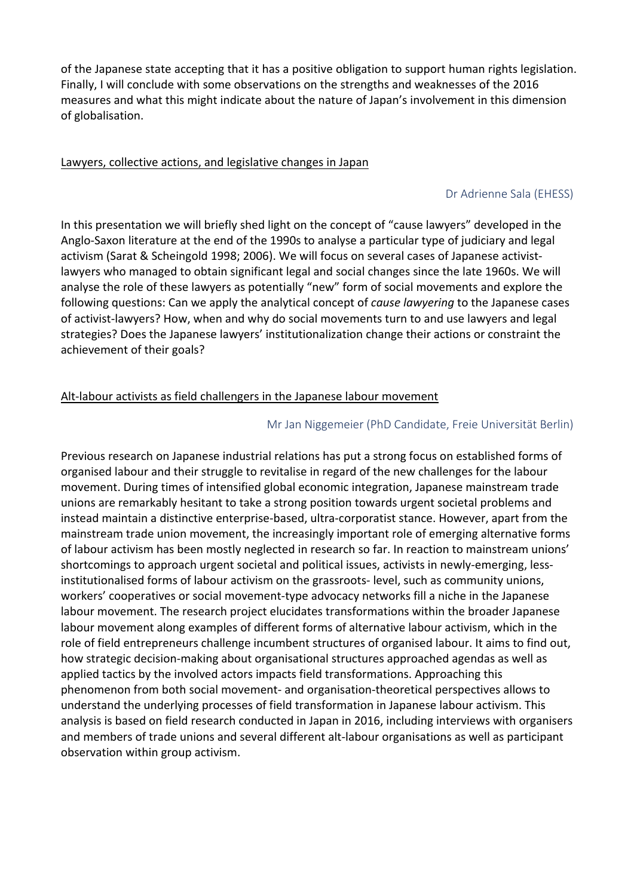of the Japanese state accepting that it has a positive obligation to support human rights legislation. Finally, I will conclude with some observations on the strengths and weaknesses of the 2016 measures and what this might indicate about the nature of Japan's involvement in this dimension of globalisation.

## Lawyers, collective actions, and legislative changes in Japan

Dr Adrienne Sala (EHESS)

In this presentation we will briefly shed light on the concept of "cause lawyers" developed in the Anglo-Saxon literature at the end of the 1990s to analyse a particular type of judiciary and legal activism (Sarat & Scheingold 1998; 2006). We will focus on several cases of Japanese activist-lawyers who managed to obtain significant legal and social changes since the late 1960s. We will analyse the role of these lawyers as potentially "new" form of social movements and explore the following questions: Can we apply the analytical concept of *cause lawyering* to the Japanese cases of activist-lawyers? How, when and why do social movements turn to and use lawyers and legal strategies? Does the Japanese lawyers' institutionalization change their actions or constraint the achievement of their goals?

## Alt-labour activists as field challengers in the Japanese labour movement

Mr Jan Niggemeier (PhD Candidate, Freie Universität Berlin)

Previous research on Japanese industrial relations has put a strong focus on established forms of organised labour and their struggle to revitalise in regard of the new challenges for the labour movement. During times of intensified global economic integration, Japanese mainstream trade unions are remarkably hesitant to take a strong position towards urgent societal problems and instead maintain a distinctive enterprise-based, ultra-corporatist stance. However, apart from the mainstream trade union movement, the increasingly important role of emerging alternative forms of labour activism has been mostly neglected in research so far. In reaction to mainstream unions' shortcomings to approach urgent societal and political issues, activists in newly-emerging, less-institutionalised forms of labour activism on the grassroots- level, such as community unions, workers' cooperatives or social movement-type advocacy networks fill a niche in the Japanese labour movement. The research project elucidates transformations within the broader Japanese labour movement along examples of different forms of alternative labour activism, which in the role of field entrepreneurs challenge incumbent structures of organised labour. It aims to find out, how strategic decision-making about organisational structures approached agendas as well as applied tactics by the involved actors impacts field transformations. Approaching this phenomenon from both social movement- and organisation-theoretical perspectives allows to understand the underlying processes of field transformation in Japanese labour activism. This analysis is based on field research conducted in Japan in 2016, including interviews with organisers and members of trade unions and several different alt-labour organisations as well as participant observation within group activism.